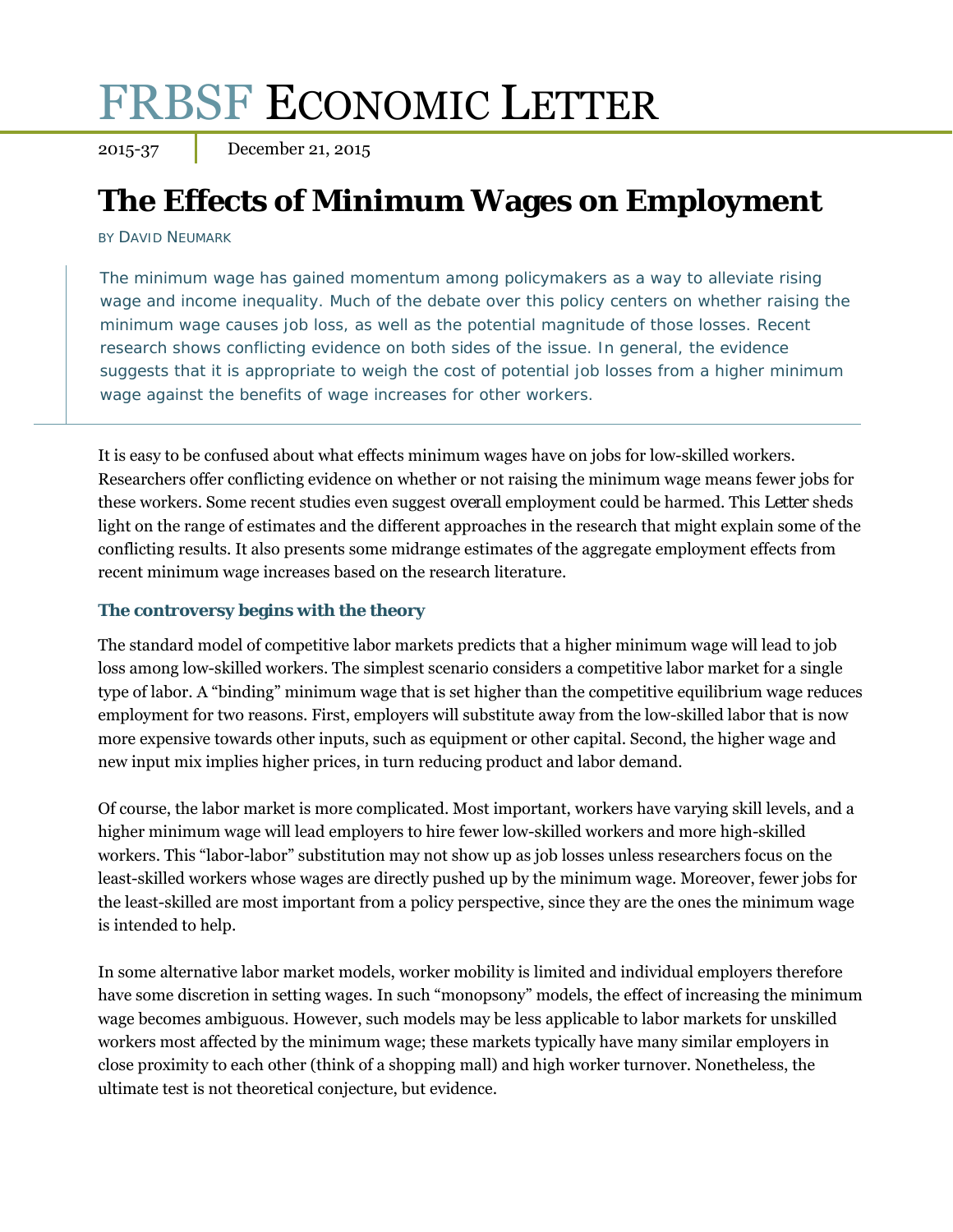# FRBSF ECONOMIC LETTER

2015-37 | December 21, 2015

## The Effects of Minimum Wages on Employment

BY DAVID NEUMARK

The minimum wage has gained momentum among policymakers as a way to alleviate rising wage and income inequality. Much of the debate over this policy centers on whether raising the minimum wage causes job loss, as well as the potential magnitude of those losses. Recent research shows conflicting evidence on both sides of the issue. In general, the evidence suggests that it is appropriate to weigh the cost of potential job losses from a higher minimum wage against the benefits of wage increases for other workers.

It is easy to be confused about what effects minimum wages have on jobs for low-skilled workers. Researchers offer conflicting evidence on whether or not raising the minimum wage means fewer jobs for these workers. Some recent studies even suggest *overall* employment could be harmed. This *Letter* sheds light on the range of estimates and the different approaches in the research that might explain some of the conflicting results. It also presents some midrange estimates of the aggregate employment effects from recent minimum wage increases based on the research literature.

### The controversy begins with the theory

The standard model of competitive labor markets predicts that a higher minimum wage will lead to job loss among low-skilled workers. The simplest scenario considers a competitive labor market for a single type of labor. A "binding" minimum wage that is set higher than the competitive equilibrium wage reduces employment for two reasons. First, employers will substitute away from the low-skilled labor that is now more expensive towards other inputs, such as equipment or other capital. Second, the higher wage and new input mix implies higher prices, in turn reducing product and labor demand.

Of course, the labor market is more complicated. Most important, workers have varying skill levels, and a higher minimum wage will lead employers to hire fewer low-skilled workers and more high-skilled workers. This "labor-labor" substitution may not show up as job losses unless researchers focus on the least-skilled workers whose wages are directly pushed up by the minimum wage. Moreover, fewer jobs for the least-skilled are most important from a policy perspective, since they are the ones the minimum wage is intended to help.

In some alternative labor market models, worker mobility is limited and individual employers therefore have some discretion in setting wages. In such "monopsony" models, the effect of increasing the minimum wage becomes ambiguous. However, such models may be less applicable to labor markets for unskilled workers most affected by the minimum wage; these markets typically have many similar employers in close proximity to each other (think of a shopping mall) and high worker turnover. Nonetheless, the ultimate test is not theoretical conjecture, but evidence.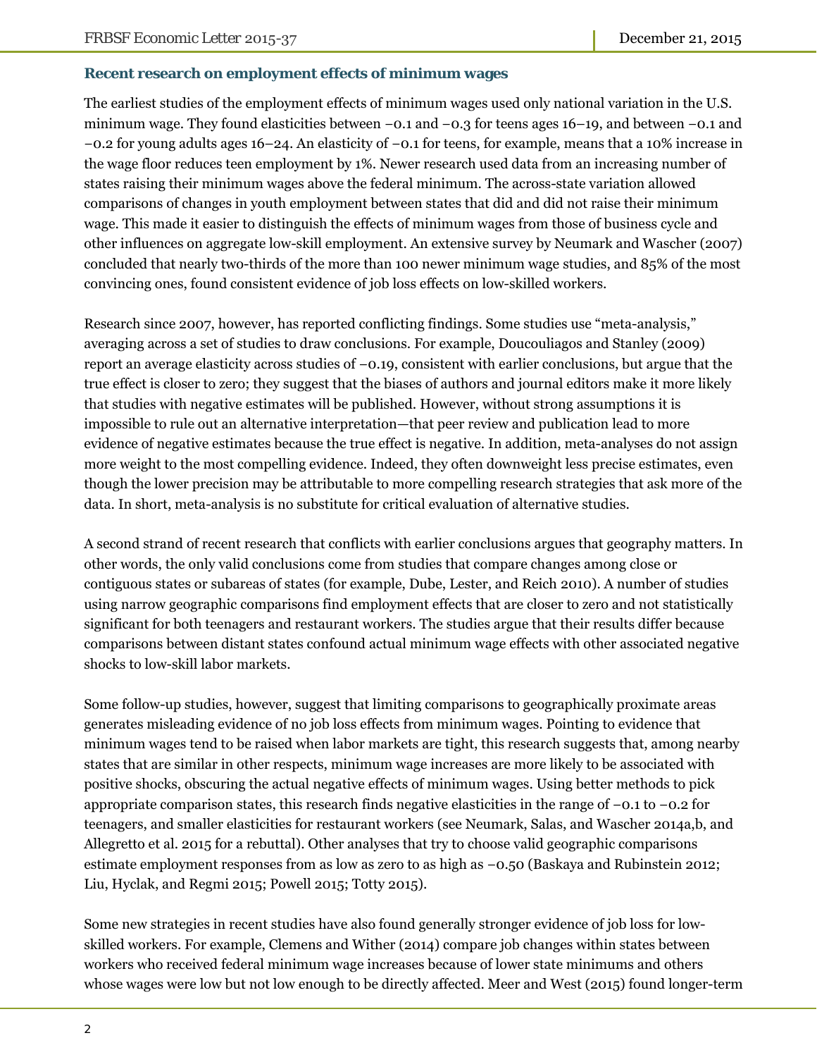### Recent research on employment effects of minimum wages

The earliest studies of the employment effects of minimum wages used only national variation in the U.S. minimum wage. They found elasticities between −0.1 and −0.3 for teens ages 16–19, and between −0.1 and −0.2 for young adults ages 16–24. An elasticity of −0.1 for teens, for example, means that a 10% increase in the wage floor reduces teen employment by 1%. Newer research used data from an increasing number of states raising their minimum wages above the federal minimum. The across-state variation allowed comparisons of changes in youth employment between states that did and did not raise their minimum wage. This made it easier to distinguish the effects of minimum wages from those of business cycle and other influences on aggregate low-skill employment. An extensive survey by Neumark and Wascher (2007) concluded that nearly two-thirds of the more than 100 newer minimum wage studies, and 85% of the most convincing ones, found consistent evidence of job loss effects on low-skilled workers.

Research since 2007, however, has reported conflicting findings. Some studies use "meta-analysis," averaging across a set of studies to draw conclusions. For example, Doucouliagos and Stanley (2009) report an average elasticity across studies of −0.19, consistent with earlier conclusions, but argue that the true effect is closer to zero; they suggest that the biases of authors and journal editors make it more likely that studies with negative estimates will be published. However, without strong assumptions it is impossible to rule out an alternative interpretation—that peer review and publication lead to more evidence of negative estimates because the true effect is negative. In addition, meta-analyses do not assign more weight to the most compelling evidence. Indeed, they often downweight less precise estimates, even though the lower precision may be attributable to more compelling research strategies that ask more of the data. In short, meta-analysis is no substitute for critical evaluation of alternative studies.

A second strand of recent research that conflicts with earlier conclusions argues that geography matters. In other words, the only valid conclusions come from studies that compare changes among close or contiguous states or subareas of states (for example, Dube, Lester, and Reich 2010). A number of studies using narrow geographic comparisons find employment effects that are closer to zero and not statistically significant for both teenagers and restaurant workers. The studies argue that their results differ because comparisons between distant states confound actual minimum wage effects with other associated negative shocks to low-skill labor markets.

Some follow-up studies, however, suggest that limiting comparisons to geographically proximate areas generates misleading evidence of no job loss effects from minimum wages. Pointing to evidence that minimum wages tend to be raised when labor markets are tight, this research suggests that, among nearby states that are similar in other respects, minimum wage increases are more likely to be associated with positive shocks, obscuring the actual negative effects of minimum wages. Using better methods to pick appropriate comparison states, this research finds negative elasticities in the range of −0.1 to −0.2 for teenagers, and smaller elasticities for restaurant workers (see Neumark, Salas, and Wascher 2014a,b, and Allegretto et al. 2015 for a rebuttal). Other analyses that try to choose valid geographic comparisons estimate employment responses from as low as zero to as high as −0.50 (Baskaya and Rubinstein 2012; Liu, Hyclak, and Regmi 2015; Powell 2015; Totty 2015).

Some new strategies in recent studies have also found generally stronger evidence of job loss for low-skilled workers. For example, Clemens and Wither (2014) compare job changes within states between workers who received federal minimum wage increases because of lower state minimums and others whose wages were low but not low enough to be directly affected. Meer and West (2015) found longer-term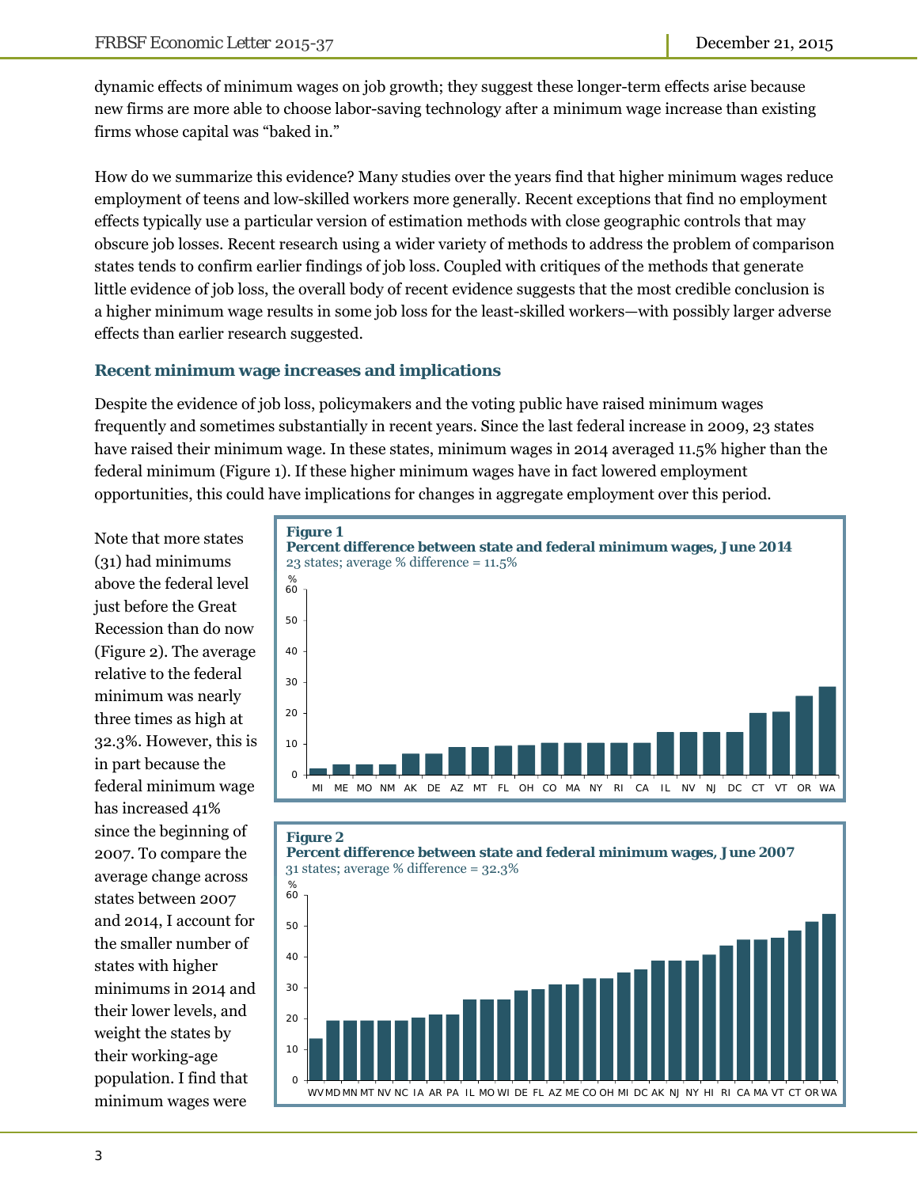dynamic effects of minimum wages on job growth; they suggest these longer-term effects arise because new firms are more able to choose labor-saving technology after a minimum wage increase than existing firms whose capital was "baked in."

How do we summarize this evidence? Many studies over the years find that higher minimum wages reduce employment of teens and low-skilled workers more generally. Recent exceptions that find no employment effects typically use a particular version of estimation methods with close geographic controls that may obscure job losses. Recent research using a wider variety of methods to address the problem of comparison states tends to confirm earlier findings of job loss. Coupled with critiques of the methods that generate little evidence of job loss, the overall body of recent evidence suggests that the most credible conclusion is a higher minimum wage results in some job loss for the least-skilled workers—with possibly larger adverse effects than earlier research suggested.

### Recent minimum wage increases and implications

Despite the evidence of job loss, policymakers and the voting public have raised minimum wages frequently and sometimes substantially in recent years. Since the last federal increase in 2009, 23 states have raised their minimum wage. In these states, minimum wages in 2014 averaged 11.5% higher than the federal minimum (Figure 1). If these higher minimum wages have in fact lowered employment opportunities, this could have implications for changes in aggregate employment over this period.

**Figure 1**
**Percent difference between state and federal minimum wages, June 2014**
23 states; average % difference = 11.5%

**Figure 2**
**Percent difference between state and federal minimum wages, June 2007**
31 states; average % difference = 32.3%

Note that more states (31) had minimums above the federal level just before the Great Recession than do now (Figure 2). The average relative to the federal minimum was nearly three times as high at 32.3%. However, this is in part because the federal minimum wage has increased 41% since the beginning of 2007. To compare the average change across states between 2007 and 2014, I account for the smaller number of states with higher minimums in 2014 and their lower levels, and weight the states by their working-age population. I find that minimum wages were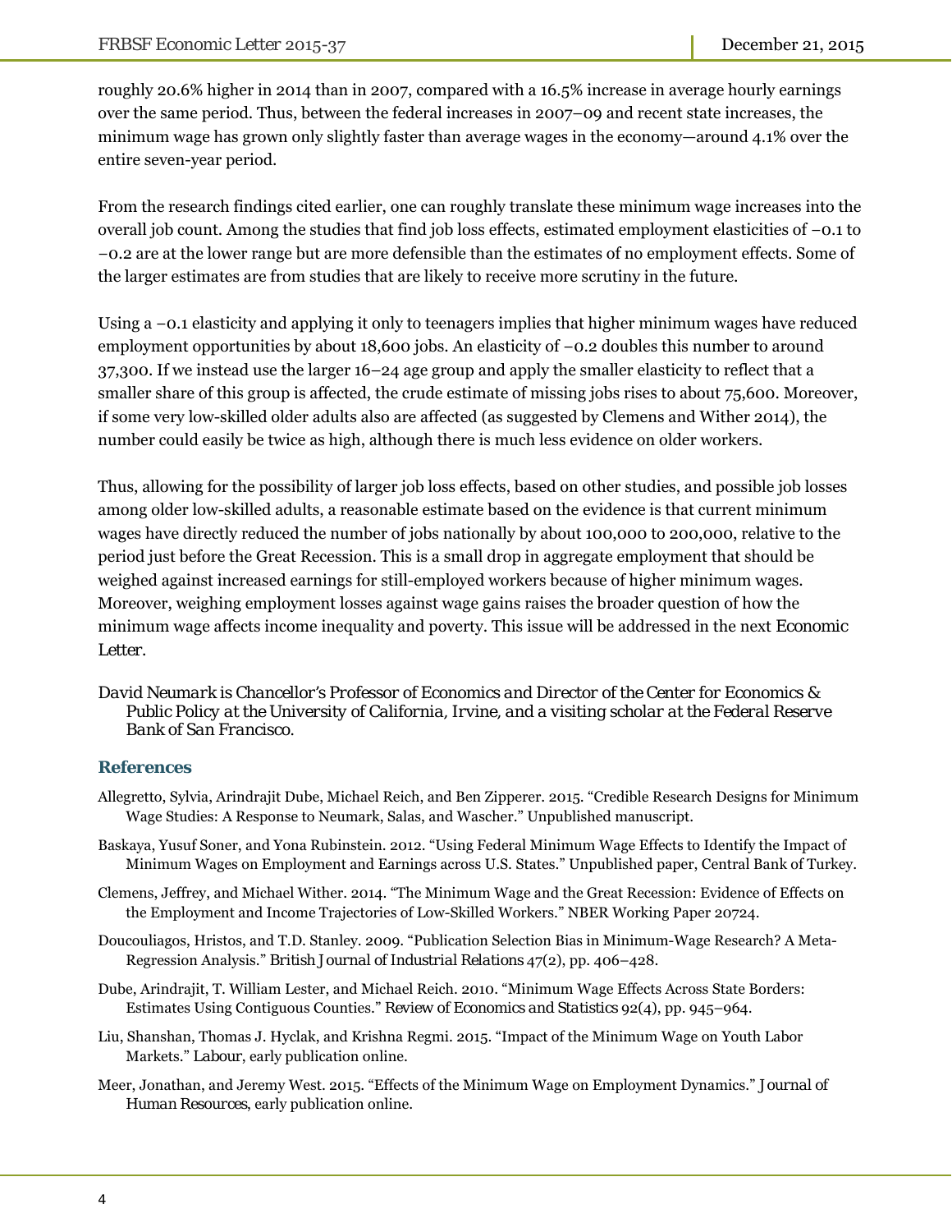roughly 20.6% higher in 2014 than in 2007, compared with a 16.5% increase in average hourly earnings over the same period. Thus, between the federal increases in 2007–09 and recent state increases, the minimum wage has grown only slightly faster than average wages in the economy—around 4.1% over the entire seven-year period.

From the research findings cited earlier, one can roughly translate these minimum wage increases into the overall job count. Among the studies that find job loss effects, estimated employment elasticities of −0.1 to −0.2 are at the lower range but are more defensible than the estimates of no employment effects. Some of the larger estimates are from studies that are likely to receive more scrutiny in the future.

Using a −0.1 elasticity and applying it only to teenagers implies that higher minimum wages have reduced employment opportunities by about 18,600 jobs. An elasticity of −0.2 doubles this number to around 37,300. If we instead use the larger 16–24 age group and apply the smaller elasticity to reflect that a smaller share of this group is affected, the crude estimate of missing jobs rises to about 75,600. Moreover, if some very low-skilled older adults also are affected (as suggested by Clemens and Wither 2014), the number could easily be twice as high, although there is much less evidence on older workers.

Thus, allowing for the possibility of larger job loss effects, based on other studies, and possible job losses among older low-skilled adults, a reasonable estimate based on the evidence is that current minimum wages have directly reduced the number of jobs nationally by about 100,000 to 200,000, relative to the period just before the Great Recession. This is a small drop in aggregate employment that should be weighed against increased earnings for still-employed workers because of higher minimum wages. Moreover, weighing employment losses against wage gains raises the broader question of how the minimum wage affects income inequality and poverty. This issue will be addressed in the next *Economic Letter*.

*David Neumark is Chancellor's Professor of Economics and Director of the Center for Economics & Public Policy at the University of California, Irvine, and a visiting scholar at the Federal Reserve Bank of San Francisco.*

## References

Allegretto, Sylvia, Arindrajit Dube, Michael Reich, and Ben Zipperer. 2015. "Credible Research Designs for Minimum Wage Studies: A Response to Neumark, Salas, and Wascher." Unpublished manuscript.

Baskaya, Yusuf Soner, and Yona Rubinstein. 2012. "Using Federal Minimum Wage Effects to Identify the Impact of Minimum Wages on Employment and Earnings across U.S. States." Unpublished paper, Central Bank of Turkey.

Clemens, Jeffrey, and Michael Wither. 2014. "The Minimum Wage and the Great Recession: Evidence of Effects on the Employment and Income Trajectories of Low-Skilled Workers." NBER Working Paper 20724.

Doucouliagos, Hristos, and T.D. Stanley. 2009. "Publication Selection Bias in Minimum-Wage Research? A Meta-Regression Analysis." *British Journal of Industrial Relations* 47(2), pp. 406–428.

Dube, Arindrajit, T. William Lester, and Michael Reich. 2010. "Minimum Wage Effects Across State Borders: Estimates Using Contiguous Counties." *Review of Economics and Statistics* 92(4), pp. 945–964.

Liu, Shanshan, Thomas J. Hyclak, and Krishna Regmi. 2015. "Impact of the Minimum Wage on Youth Labor Markets." *Labour*, early publication online.

Meer, Jonathan, and Jeremy West. 2015. "Effects of the Minimum Wage on Employment Dynamics." *Journal of Human Resources*, early publication online.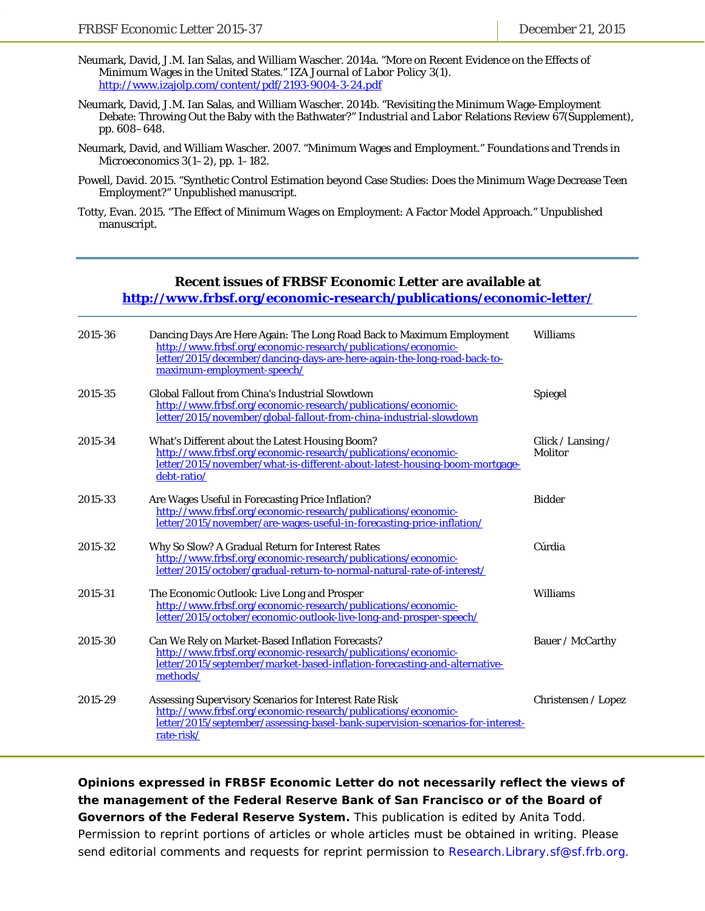Neumark, David, J.M. Ian Salas, and William Wascher. 2014a. "More on Recent Evidence on the Effects of Minimum Wages in the United States." *IZA Journal of Labor Policy* 3(1). http://www.izajolp.com/content/pdf/2193-9004-3-24.pdf

Neumark, David, J.M. Ian Salas, and William Wascher. 2014b. "Revisiting the Minimum Wage-Employment Debate: Throwing Out the Baby with the Bathwater?" *Industrial and Labor Relations Review* 67(Supplement), pp. 608–648.

Neumark, David, and William Wascher. 2007. "Minimum Wages and Employment." *Foundations and Trends in Microeconomics* 3(1–2), pp. 1–182.

Powell, David. 2015. "Synthetic Control Estimation beyond Case Studies: Does the Minimum Wage Decrease Teen Employment?" Unpublished manuscript.

Totty, Evan. 2015. "The Effect of Minimum Wages on Employment: A Factor Model Approach." Unpublished manuscript.

**Recent issues of FRBSF Economic Letter are available at**
**http://www.frbsf.org/economic-research/publications/economic-letter/**

| | | |
|---|---|---|
| 2015-36 | Dancing Days Are Here Again: The Long Road Back to Maximum Employment http://www.frbsf.org/economic-research/publications/economic-letter/2015/december/dancing-days-are-here-again-the-long-road-back-to-maximum-employment-speech/ | Williams |
| 2015-35 | Global Fallout from China's Industrial Slowdown http://www.frbsf.org/economic-research/publications/economic-letter/2015/november/global-fallout-from-china-industrial-slowdown | Spiegel |
| 2015-34 | What's Different about the Latest Housing Boom? http://www.frbsf.org/economic-research/publications/economic-letter/2015/november/what-is-different-about-latest-housing-boom-mortgage-debt-ratio/ | Glick / Lansing / Molitor |
| 2015-33 | Are Wages Useful in Forecasting Price Inflation? http://www.frbsf.org/economic-research/publications/economic-letter/2015/november/are-wages-useful-in-forecasting-price-inflation/ | Bidder |
| 2015-32 | Why So Slow? A Gradual Return for Interest Rates http://www.frbsf.org/economic-research/publications/economic-letter/2015/october/gradual-return-to-normal-natural-rate-of-interest/ | Cúrdia |
| 2015-31 | The Economic Outlook: Live Long and Prosper http://www.frbsf.org/economic-research/publications/economic-letter/2015/october/economic-outlook-live-long-and-prosper-speech/ | Williams |
| 2015-30 | Can We Rely on Market-Based Inflation Forecasts? http://www.frbsf.org/economic-research/publications/economic-letter/2015/september/market-based-inflation-forecasting-and-alternative-methods/ | Bauer / McCarthy |
| 2015-29 | Assessing Supervisory Scenarios for Interest Rate Risk http://www.frbsf.org/economic-research/publications/economic-letter/2015/september/assessing-basel-bank-supervision-scenarios-for-interest-rate-risk/ | Christensen / Lopez |

**Opinions expressed in FRBSF Economic Letter do not necessarily reflect the views of the management of the Federal Reserve Bank of San Francisco or of the Board of Governors of the Federal Reserve System.** This publication is edited by Anita Todd. Permission to reprint portions of articles or whole articles must be obtained in writing. Please send editorial comments and requests for reprint permission to Research.Library.sf@sf.frb.org.